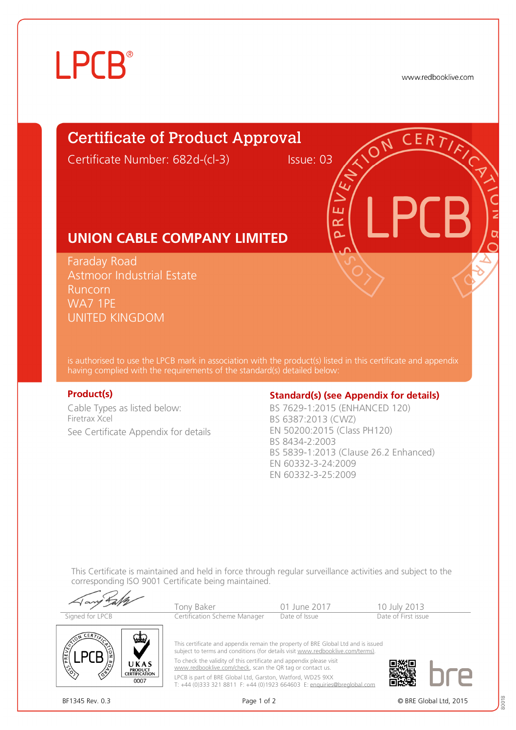LPCB®

www.redbooklive.com

# Certificate of Product Approval

Certificate Number: 682d-(cl-3) Issue: 03

## UNION CABLE COMPANY LIMITED

Faraday Road
Astmoor Industrial Estate
Runcorn
WA7 1PE
UNITED KINGDOM

is authorised to use the LPCB mark in association with the product(s) listed in this certificate and appendix having complied with the requirements of the standard(s) detailed below:

### Product(s)

Cable Types as listed below:
Firetrax Xcel

See Certificate Appendix for details

### Standard(s) (see Appendix for details)

BS 7629-1:2015 (ENHANCED 120)
BS 6387:2013 (CWZ)
EN 50200:2015 (Class PH120)
BS 8434-2:2003
BS 5839-1:2013 (Clause 26.2 Enhanced)
EN 60332-3-24:2009
EN 60332-3-25:2009

This Certificate is maintained and held in force through regular surveillance activities and subject to the corresponding ISO 9001 Certificate being maintained.

| Signed for LPCB | Tony Baker<br>Certification Scheme Manager | 01 June 2017<br>Date of Issue | 10 July 2013<br>Date of First issue |
|---|---|---|---|

UKAS PRODUCT CERTIFICATION 0007

This certificate and appendix remain the property of BRE Global Ltd and is issued subject to terms and conditions (for details visit www.redbooklive.com/terms).

To check the validity of this certificate and appendix please visit www.redbooklive.com/check, scan the QR tag or contact us.

LPCB is part of BRE Global Ltd, Garston, Watford, WD25 9XX
T: +44 (0)333 321 8811 F: +44 (0)1923 664603 E: enquiries@breglobal.com

bre

BF1345 Rev. 0.3 © BRE Global Ltd, 2015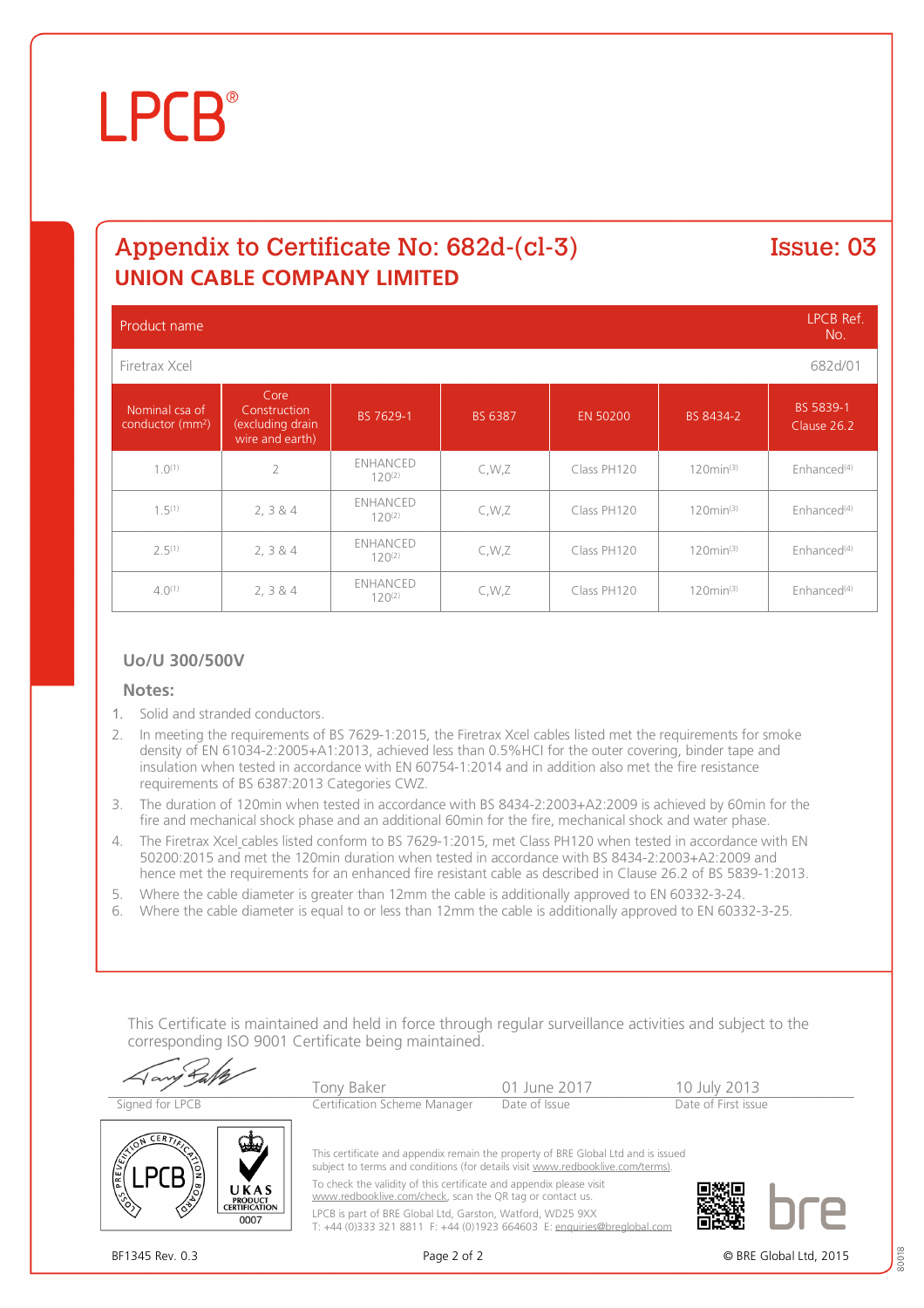# Appendix to Certificate No: 682d-(cl-3) Issue: 03

## UNION CABLE COMPANY LIMITED

| Product name | | | | | | LPCB Ref. No. |
|---|---|---|---|---|---|---|
| Firetrax Xcel | | | | | | 682d/01 |
| Nominal csa of conductor (mm²) | Core Construction (excluding drain wire and earth) | BS 7629-1 | BS 6387 | EN 50200 | BS 8434-2 | BS 5839-1 Clause 26.2 |
| 1.0[1] | 2 | ENHANCED 120[2] | C,W,Z | Class PH120 | 120min[3] | Enhanced[4] |
| 1.5[1] | 2, 3 & 4 | ENHANCED 120[2] | C,W,Z | Class PH120 | 120min[3] | Enhanced[4] |
| 2.5[1] | 2, 3 & 4 | ENHANCED 120[2] | C,W,Z | Class PH120 | 120min[3] | Enhanced[4] |
| 4.0[1] | 2, 3 & 4 | ENHANCED 120[2] | C,W,Z | Class PH120 | 120min[3] | Enhanced[4] |

### Uo/U 300/500V

### Notes:

1. Solid and stranded conductors.
2. In meeting the requirements of BS 7629-1:2015, the Firetrax Xcel cables listed met the requirements for smoke density of EN 61034-2:2005+A1:2013, achieved less than 0.5%HCl for the outer covering, binder tape and insulation when tested in accordance with EN 60754-1:2014 and in addition also met the fire resistance requirements of BS 6387:2013 Categories CWZ.
3. The duration of 120min when tested in accordance with BS 8434-2:2003+A2:2009 is achieved by 60min for the fire and mechanical shock phase and an additional 60min for the fire, mechanical shock and water phase.
4. The Firetrax Xcel cables listed conform to BS 7629-1:2015, met Class PH120 when tested in accordance with EN 50200:2015 and met the 120min duration when tested in accordance with BS 8434-2:2003+A2:2009 and hence met the requirements for an enhanced fire resistant cable as described in Clause 26.2 of BS 5839-1:2013.
5. Where the cable diameter is greater than 12mm the cable is additionally approved to EN 60332-3-24.
6. Where the cable diameter is equal to or less than 12mm the cable is additionally approved to EN 60332-3-25.

This Certificate is maintained and held in force through regular surveillance activities and subject to the corresponding ISO 9001 Certificate being maintained.

| Signed for LPCB | Tony Baker<br>Certification Scheme Manager | 01 June 2017<br>Date of Issue | 10 July 2013<br>Date of First issue |
|---|---|---|---|

This certificate and appendix remain the property of BRE Global Ltd and is issued subject to terms and conditions (for details visit www.redbooklive.com/terms).

To check the validity of this certificate and appendix please visit www.redbooklive.com/check, scan the QR tag or contact us.

LPCB is part of BRE Global Ltd, Garston, Watford, WD25 9XX
T: +44 (0)333 321 8811 F: +44 (0)1923 664603 E: enquiries@breglobal.com

BF1345 Rev. 0.3

© BRE Global Ltd, 2015